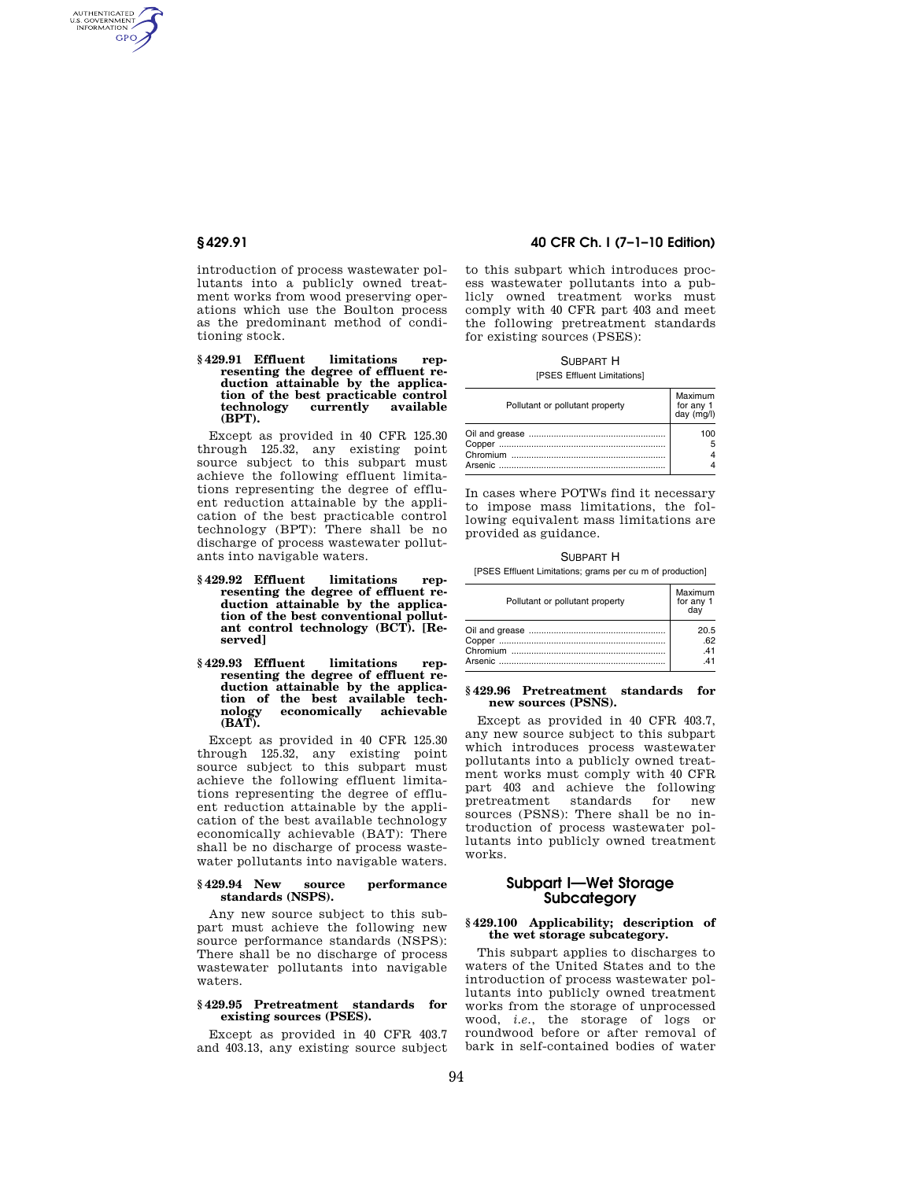introduction of process wastewater pollutants into a publicly owned treatment works from wood preserving operations which use the Boulton process as the predominant method of conditioning stock.

### § 429.91 Effluent limitations representing the degree of effluent reduction attainable by the application of the best practicable control technology currently available (BPT).

Except as provided in 40 CFR 125.30 through 125.32, any existing point source subject to this subpart must achieve the following effluent limitations representing the degree of effluent reduction attainable by the application of the best practicable control technology (BPT): There shall be no discharge of process wastewater pollutants into navigable waters.

### § 429.92 Effluent limitations representing the degree of effluent reduction attainable by the application of the best conventional pollutant control technology (BCT). [Reserved]

### § 429.93 Effluent limitations representing the degree of effluent reduction attainable by the application of the best available technology economically achievable (BAT).

Except as provided in 40 CFR 125.30 through 125.32, any existing point source subject to this subpart must achieve the following effluent limitations representing the degree of effluent reduction attainable by the application of the best available technology economically achievable (BAT): There shall be no discharge of process wastewater pollutants into navigable waters.

### § 429.94 New source performance standards (NSPS).

Any new source subject to this subpart must achieve the following new source performance standards (NSPS): There shall be no discharge of process wastewater pollutants into navigable waters.

### § 429.95 Pretreatment standards for existing sources (PSES).

Except as provided in 40 CFR 403.7 and 403.13, any existing source subject to this subpart which introduces process wastewater pollutants into a publicly owned treatment works must comply with 40 CFR part 403 and meet the following pretreatment standards for existing sources (PSES):

SUBPART H

[PSES Effluent Limitations]

| Pollutant or pollutant property | Maximum for any 1 day (mg/l) |
|---|---|
| Oil and grease | 100 |
| Copper | 5 |
| Chromium | 4 |
| Arsenic | 4 |

In cases where POTWs find it necessary to impose mass limitations, the following equivalent mass limitations are provided as guidance.

SUBPART H

[PSES Effluent Limitations; grams per cu m of production]

| Pollutant or pollutant property | Maximum for any 1 day |
|---|---|
| Oil and grease | 20.5 |
| Copper | .62 |
| Chromium | .41 |
| Arsenic | .41 |

### § 429.96 Pretreatment standards for new sources (PSNS).

Except as provided in 40 CFR 403.7, any new source subject to this subpart which introduces process wastewater pollutants into a publicly owned treatment works must comply with 40 CFR part 403 and achieve the following pretreatment standards for new sources (PSNS): There shall be no introduction of process wastewater pollutants into publicly owned treatment works.

## Subpart I—Wet Storage Subcategory

### § 429.100 Applicability; description of the wet storage subcategory.

This subpart applies to discharges to waters of the United States and to the introduction of process wastewater pollutants into publicly owned treatment works from the storage of unprocessed wood, *i.e.*, the storage of logs or roundwood before or after removal of bark in self-contained bodies of water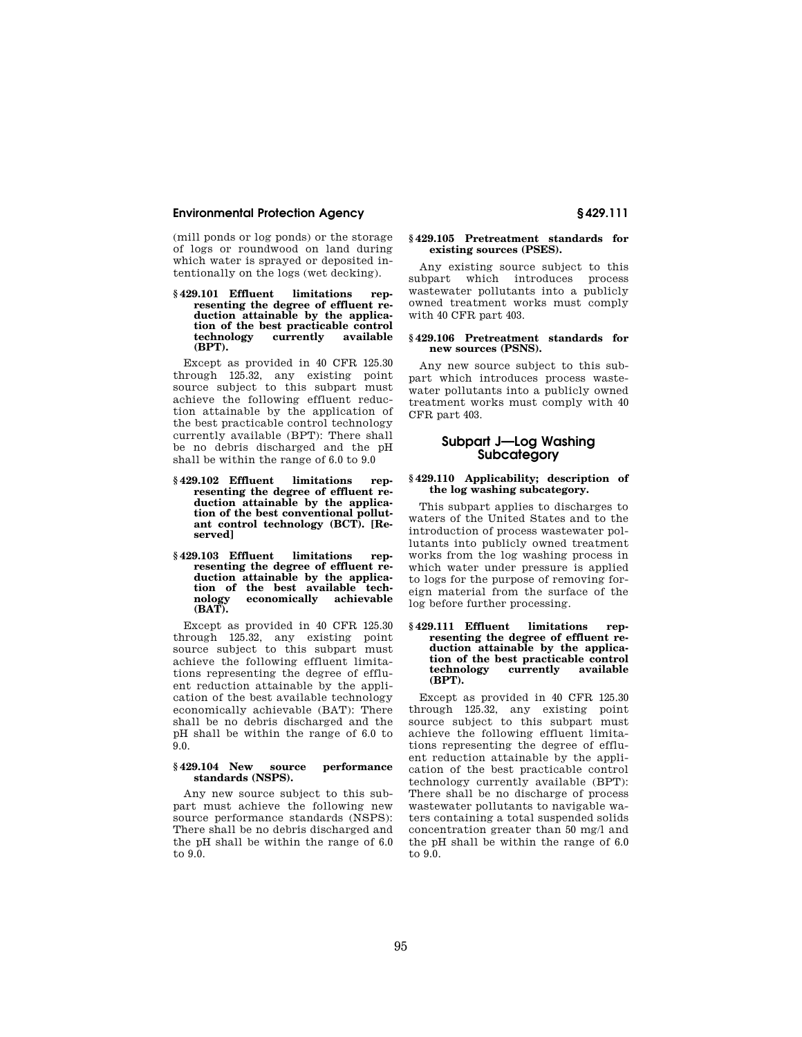(mill ponds or log ponds) or the storage of logs or roundwood on land during which water is sprayed or deposited intentionally on the logs (wet decking).

**§ 429.101 Effluent limitations representing the degree of effluent reduction attainable by the application of the best practicable control technology currently available (BPT).**

Except as provided in 40 CFR 125.30 through 125.32, any existing point source subject to this subpart must achieve the following effluent reduction attainable by the application of the best practicable control technology currently available (BPT): There shall be no debris discharged and the pH shall be within the range of 6.0 to 9.0

**§ 429.102 Effluent limitations representing the degree of effluent reduction attainable by the application of the best conventional pollutant control technology (BCT). [Reserved]**

**§ 429.103 Effluent limitations representing the degree of effluent reduction attainable by the application of the best available technology economically achievable (BAT).**

Except as provided in 40 CFR 125.30 through 125.32, any existing point source subject to this subpart must achieve the following effluent limitations representing the degree of effluent reduction attainable by the application of the best available technology economically achievable (BAT): There shall be no debris discharged and the pH shall be within the range of 6.0 to 9.0.

**§ 429.104 New source performance standards (NSPS).**

Any new source subject to this subpart must achieve the following new source performance standards (NSPS): There shall be no debris discharged and the pH shall be within the range of 6.0 to 9.0.

**§ 429.105 Pretreatment standards for existing sources (PSES).**

Any existing source subject to this subpart which introduces process wastewater pollutants into a publicly owned treatment works must comply with 40 CFR part 403.

**§ 429.106 Pretreatment standards for new sources (PSNS).**

Any new source subject to this subpart which introduces process wastewater pollutants into a publicly owned treatment works must comply with 40 CFR part 403.

## Subpart J—Log Washing Subcategory

**§ 429.110 Applicability; description of the log washing subcategory.**

This subpart applies to discharges to waters of the United States and to the introduction of process wastewater pollutants into publicly owned treatment works from the log washing process in which water under pressure is applied to logs for the purpose of removing foreign material from the surface of the log before further processing.

**§ 429.111 Effluent limitations representing the degree of effluent reduction attainable by the application of the best practicable control technology currently available (BPT).**

Except as provided in 40 CFR 125.30 through 125.32, any existing point source subject to this subpart must achieve the following effluent limitations representing the degree of effluent reduction attainable by the application of the best practicable control technology currently available (BPT): There shall be no discharge of process wastewater pollutants to navigable waters containing a total suspended solids concentration greater than 50 mg/l and the pH shall be within the range of 6.0 to 9.0.